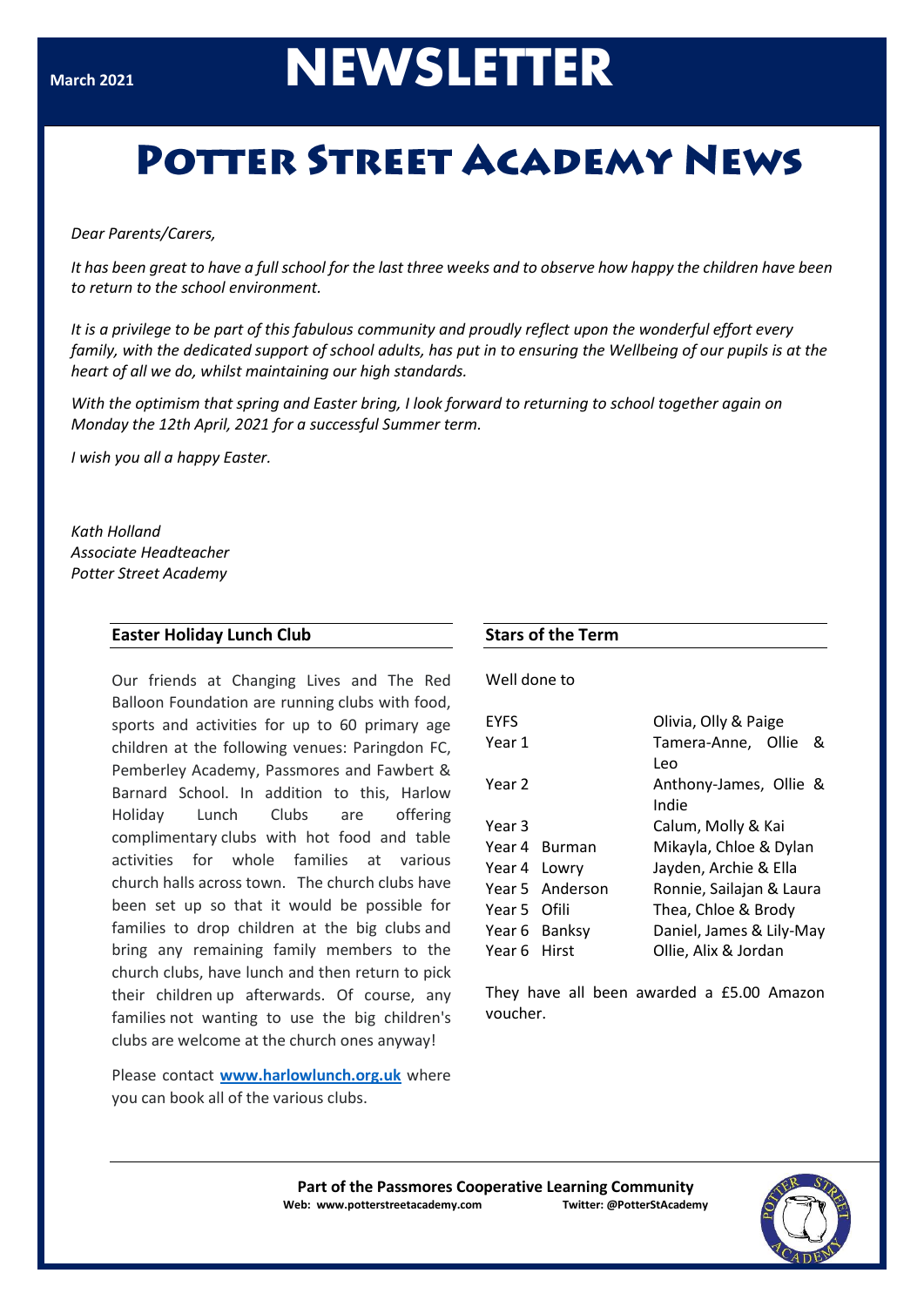March 2021

# NEWSLETTER

# Potter Street Academy News

*Dear Parents/Carers,*

*It has been great to have a full school for the last three weeks and to observe how happy the children have been to return to the school environment.*

*It is a privilege to be part of this fabulous community and proudly reflect upon the wonderful effort every family, with the dedicated support of school adults, has put in to ensuring the Wellbeing of our pupils is at the heart of all we do, whilst maintaining our high standards.*

*With the optimism that spring and Easter bring, I look forward to returning to school together again on Monday the 12th April, 2021 for a successful Summer term.*

*I wish you all a happy Easter.*

*Kath Holland*
*Associate Headteacher*
*Potter Street Academy*

## Easter Holiday Lunch Club

Our friends at Changing Lives and The Red Balloon Foundation are running clubs with food, sports and activities for up to 60 primary age children at the following venues: Paringdon FC, Pemberley Academy, Passmores and Fawbert & Barnard School. In addition to this, Harlow Holiday Lunch Clubs are offering complimentary clubs with hot food and table activities for whole families at various church halls across town. The church clubs have been set up so that it would be possible for families to drop children at the big clubs and bring any remaining family members to the church clubs, have lunch and then return to pick their children up afterwards. Of course, any families not wanting to use the big children's clubs are welcome at the church ones anyway!

Please contact **www.harlowlunch.org.uk** where you can book all of the various clubs.

## Stars of the Term

Well done to

| Class | Stars |
|---|---|
| EYFS | Olivia, Olly & Paige |
| Year 1 | Tamera-Anne, Ollie & Leo |
| Year 2 | Anthony-James, Ollie & Indie |
| Year 3 | Calum, Molly & Kai |
| Year 4 Burman | Mikayla, Chloe & Dylan |
| Year 4 Lowry | Jayden, Archie & Ella |
| Year 5 Anderson | Ronnie, Sailajan & Laura |
| Year 5 Ofili | Thea, Chloe & Brody |
| Year 6 Banksy | Daniel, James & Lily-May |
| Year 6 Hirst | Ollie, Alix & Jordan |

They have all been awarded a £5.00 Amazon voucher.

**Part of the Passmores Cooperative Learning Community**
**Web: www.potterstreetacademy.com** **Twitter: @PotterStAcademy**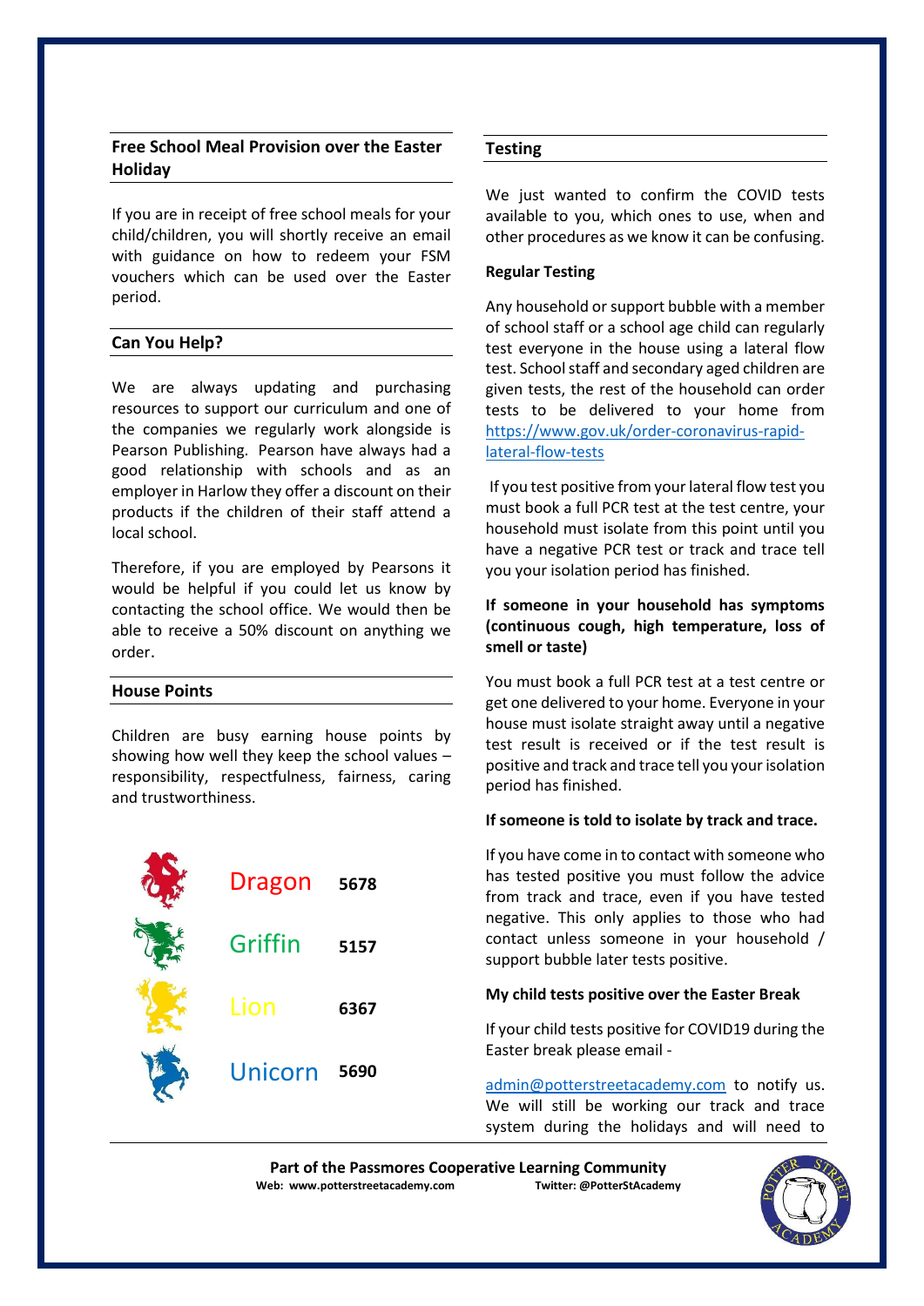## Free School Meal Provision over the Easter Holiday

If you are in receipt of free school meals for your child/children, you will shortly receive an email with guidance on how to redeem your FSM vouchers which can be used over the Easter period.

## Can You Help?

We are always updating and purchasing resources to support our curriculum and one of the companies we regularly work alongside is Pearson Publishing. Pearson have always had a good relationship with schools and as an employer in Harlow they offer a discount on their products if the children of their staff attend a local school.

Therefore, if you are employed by Pearsons it would be helpful if you could let us know by contacting the school office. We would then be able to receive a 50% discount on anything we order.

## House Points

Children are busy earning house points by showing how well they keep the school values – responsibility, respectfulness, fairness, caring and trustworthiness.

| House | Points |
| --- | --- |
| Dragon | 5678 |
| Griffin | 5157 |
| Lion | 6367 |
| Unicorn | 5690 |

## Testing

We just wanted to confirm the COVID tests available to you, which ones to use, when and other procedures as we know it can be confusing.

### Regular Testing

Any household or support bubble with a member of school staff or a school age child can regularly test everyone in the house using a lateral flow test. School staff and secondary aged children are given tests, the rest of the household can order tests to be delivered to your home from https://www.gov.uk/order-coronavirus-rapid-lateral-flow-tests

If you test positive from your lateral flow test you must book a full PCR test at the test centre, your household must isolate from this point until you have a negative PCR test or track and trace tell you your isolation period has finished.

### If someone in your household has symptoms (continuous cough, high temperature, loss of smell or taste)

You must book a full PCR test at a test centre or get one delivered to your home. Everyone in your house must isolate straight away until a negative test result is received or if the test result is positive and track and trace tell you your isolation period has finished.

### If someone is told to isolate by track and trace.

If you have come in to contact with someone who has tested positive you must follow the advice from track and trace, even if you have tested negative. This only applies to those who had contact unless someone in your household / support bubble later tests positive.

### My child tests positive over the Easter Break

If your child tests positive for COVID19 during the Easter break please email -

admin@potterstreetacademy.com to notify us. We will still be working our track and trace system during the holidays and will need to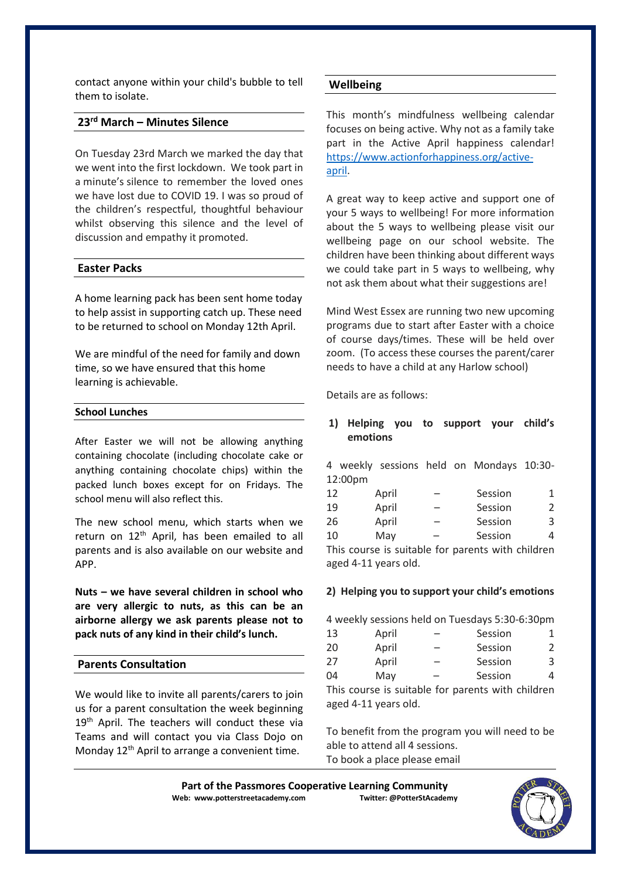contact anyone within your child's bubble to tell them to isolate.

## 23rd March – Minutes Silence

On Tuesday 23rd March we marked the day that we went into the first lockdown. We took part in a minute's silence to remember the loved ones we have lost due to COVID 19. I was so proud of the children's respectful, thoughtful behaviour whilst observing this silence and the level of discussion and empathy it promoted.

## Easter Packs

A home learning pack has been sent home today to help assist in supporting catch up. These need to be returned to school on Monday 12th April.

We are mindful of the need for family and down time, so we have ensured that this home learning is achievable.

## School Lunches

After Easter we will not be allowing anything containing chocolate (including chocolate cake or anything containing chocolate chips) within the packed lunch boxes except for on Fridays. The school menu will also reflect this.

The new school menu, which starts when we return on 12th April, has been emailed to all parents and is also available on our website and APP.

**Nuts – we have several children in school who are very allergic to nuts, as this can be an airborne allergy we ask parents please not to pack nuts of any kind in their child's lunch.**

## Parents Consultation

We would like to invite all parents/carers to join us for a parent consultation the week beginning 19th April. The teachers will conduct these via Teams and will contact you via Class Dojo on Monday 12th April to arrange a convenient time.

## Wellbeing

This month's mindfulness wellbeing calendar focuses on being active. Why not as a family take part in the Active April happiness calendar! https://www.actionforhappiness.org/active-april.

A great way to keep active and support one of your 5 ways to wellbeing! For more information about the 5 ways to wellbeing please visit our wellbeing page on our school website. The children have been thinking about different ways we could take part in 5 ways to wellbeing, why not ask them about what their suggestions are!

Mind West Essex are running two new upcoming programs due to start after Easter with a choice of course days/times. These will be held over zoom. (To access these courses the parent/carer needs to have a child at any Harlow school)

Details are as follows:

1) **Helping you to support your child's emotions**

4 weekly sessions held on Mondays 10:30-12:00pm

12 April – Session 1
19 April – Session 2
26 April – Session 3
10 May – Session 4

This course is suitable for parents with children aged 4-11 years old.

2) **Helping you to support your child's emotions**

4 weekly sessions held on Tuesdays 5:30-6:30pm

13 April – Session 1
20 April – Session 2
27 April – Session 3
04 May – Session 4

This course is suitable for parents with children aged 4-11 years old.

To benefit from the program you will need to be able to attend all 4 sessions.
To book a place please email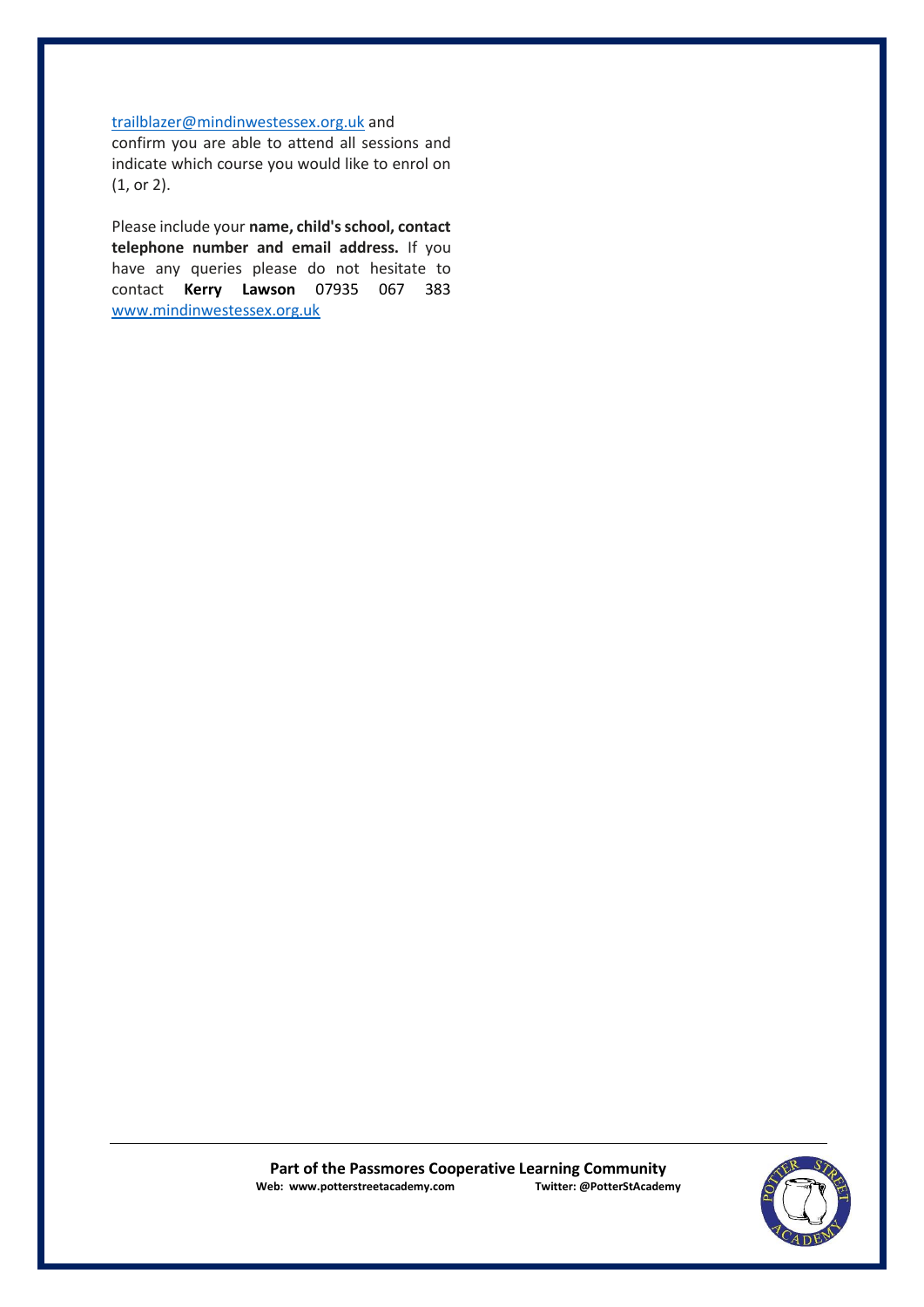trailblazer@mindinwestessex.org.uk and confirm you are able to attend all sessions and indicate which course you would like to enrol on (1, or 2).

Please include your **name, child's school, contact telephone number and email address.** If you have any queries please do not hesitate to contact **Kerry Lawson** 07935 067 383 www.mindinwestessex.org.uk